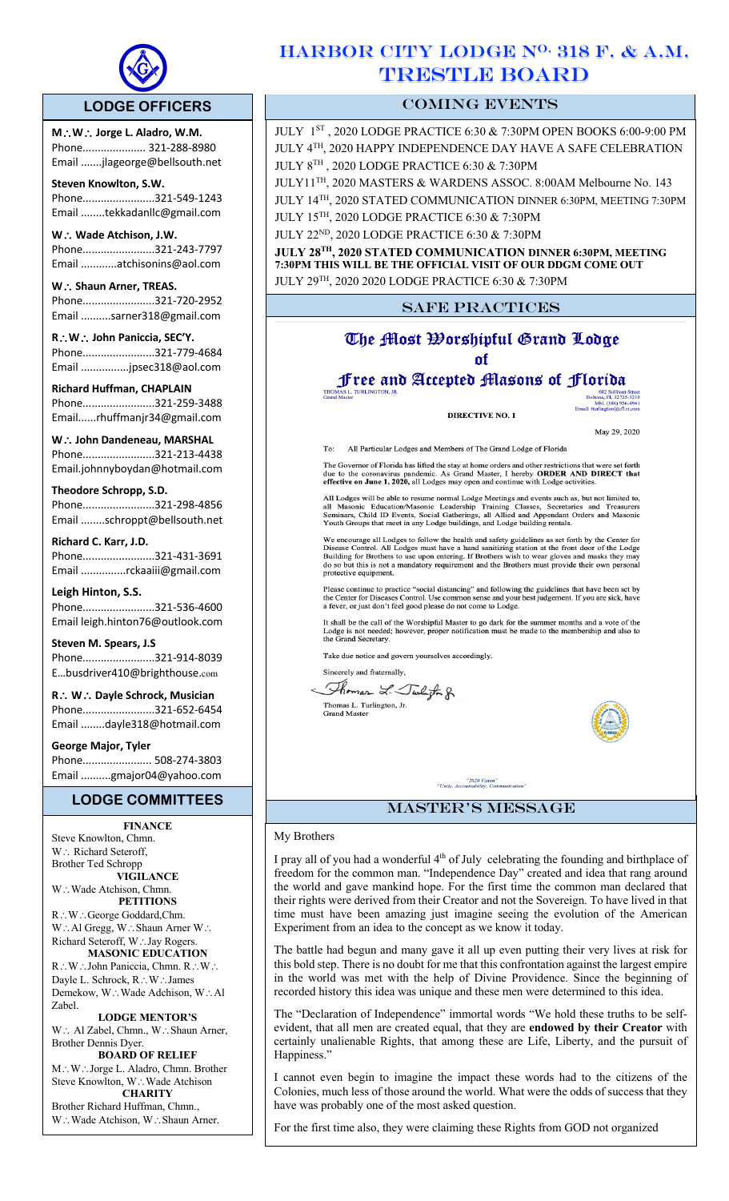# HARBOR CITY LODGE No. 318 F. & A.M. TRESTLE BOARD

## LODGE OFFICERS

**M∴W∴ Jorge L. Aladro, W.M.**
Phone..................... 321-288-8980
Email .......jlageorge@bellsouth.net

**Steven Knowlton, S.W.**
Phone........................321-549-1243
Email ........tekkadanllc@gmail.com

**W∴ Wade Atchison, J.W.**
Phone........................321-243-7797
Email ............atchisonins@aol.com

**W∴ Shaun Arner, TREAS.**
Phone........................321-720-2952
Email ..........sarner318@gmail.com

**R∴W∴ John Paniccia, SEC'Y.**
Phone........................321-779-4684
Email ................jpsec318@aol.com

**Richard Huffman, CHAPLAIN**
Phone........................321-259-3488
Email......rhuffmanjr34@gmail.com

**W∴ John Dandeneau, MARSHAL**
Phone........................321-213-4438
Email.johnnyboydan@hotmail.com

**Theodore Schropp, S.D.**
Phone........................321-298-4856
Email ........schroppt@bellsouth.net

**Richard C. Karr, J.D.**
Phone........................321-431-3691
Email ...............rckaaiii@gmail.com

**Leigh Hinton, S.S.**
Phone........................321-536-4600
Email leigh.hinton76@outlook.com

**Steven M. Spears, J.S**
Phone........................321-914-8039
E...busdriver410@brighthouse.com

**R∴ W∴ Dayle Schrock, Musician**
Phone........................321-652-6454
Email ........dayle318@hotmail.com

**George Major, Tyler**
Phone....................... 508-274-3803
Email ..........gmajor04@yahoo.com

## LODGE COMMITTEES

**FINANCE**
Steve Knowlton, Chmn.
W∴ Richard Seteroff,
Brother Ted Schropp

**VIGILANCE**
W∴Wade Atchison, Chmn.

**PETITIONS**
R∴W∴George Goddard,Chm.
W∴Al Gregg, W∴Shaun Arner W∴
Richard Seteroff, W∴Jay Rogers.

**MASONIC EDUCATION**
R∴W∴John Paniccia, Chmn. R∴W∴
Dayle L. Schrock, R∴W∴James
Demekow, W∴Wade Adchison, W∴Al
Zabel.

**LODGE MENTOR'S**
W∴ Al Zabel, Chmn., W∴Shaun Arner,
Brother Dennis Dyer.

**BOARD OF RELIEF**
M∴W∴Jorge L. Aladro, Chmn. Brother
Steve Knowlton, W∴Wade Atchison

**CHARITY**
Brother Richard Huffman, Chmn.,
W∴Wade Atchison, W∴Shaun Arner.

## COMING EVENTS

JULY 1ST , 2020 LODGE PRACTICE 6:30 & 7:30PM OPEN BOOKS 6:00-9:00 PM
JULY 4TH, 2020 HAPPY INDEPENDENCE DAY HAVE A SAFE CELEBRATION
JULY 8TH , 2020 LODGE PRACTICE 6:30 & 7:30PM
JULY11TH, 2020 MASTERS & WARDENS ASSOC. 8:00AM Melbourne No. 143
JULY 14TH, 2020 STATED COMMUNICATION DINNER 6:30PM, MEETING 7:30PM
JULY 15TH, 2020 LODGE PRACTICE 6:30 & 7:30PM
JULY 22ND, 2020 LODGE PRACTICE 6:30 & 7:30PM
**JULY 28TH, 2020 STATED COMMUNICATION DINNER 6:30PM, MEETING 7:30PM THIS WILL BE THE OFFICIAL VISIT OF OUR DDGM COME OUT**
JULY 29TH, 2020 2020 LODGE PRACTICE 6:30 & 7:30PM

## SAFE PRACTICES

### The Most Worshipful Grand Lodge of Free and Accepted Masons of Florida

THOMAS L. TURLINGTON, JR.
Grand Master

602 Sullivan Street
Deltona, FL 32725-3210
Mbl. (386) 956-4961
Email: tturlington@cfl.rr.com

**DIRECTIVE NO. 1**

May 29, 2020

To: All Particular Lodges and Members of The Grand Lodge of Florida

The Governor of Florida has lifted the stay at home orders and other restrictions that were set forth due to the coronavirus pandemic. As Grand Master, I hereby **ORDER AND DIRECT that effective on June 1, 2020,** all Lodges may open and continue with Lodge activities.

All Lodges will be able to resume normal Lodge Meetings and events such as, but not limited to, all Masonic Education/Masonic Leadership Training Classes, Secretaries and Treasurers Seminars, Child ID Events, Social Gatherings, all Allied and Appendant Orders and Masonic Youth Groups that meet in any Lodge buildings, and Lodge building rentals.

We encourage all Lodges to follow the health and safety guidelines as set forth by the Center for Disease Control. All Lodges must have a hand sanitizing station at the front door of the Lodge Building for Brothers to use upon entering. If Brothers wish to wear gloves and masks they may do so but this is not a mandatory requirement and the Brothers must provide their own personal protective equipment.

Please continue to practice "social distancing" and following the guidelines that have been set by the Center for Diseases Control. Use common sense and your best judgement. If you are sick, have a fever, or just don't feel good please do not come to Lodge.

It shall be the call of the Worshipful Master to go dark for the summer months and a vote of the Lodge is not needed; however, proper notification must be made to the membership and also to the Grand Secretary.

Take due notice and govern yourselves accordingly.

Sincerely and fraternally,

Thomas L. Turlington, Jr.
Grand Master

"2020 Vision"
"Unity, Accountability, Communication"

## MASTER'S MESSAGE

My Brothers

I pray all of you had a wonderful 4th of July celebrating the founding and birthplace of freedom for the common man. "Independence Day" created and idea that rang around the world and gave mankind hope. For the first time the common man declared that their rights were derived from their Creator and not the Sovereign. To have lived in that time must have been amazing just imagine seeing the evolution of the American Experiment from an idea to the concept as we know it today.

The battle had begun and many gave it all up even putting their very lives at risk for this bold step. There is no doubt for me that this confrontation against the largest empire in the world was met with the help of Divine Providence. Since the beginning of recorded history this idea was unique and these men were determined to this idea.

The "Declaration of Independence" immortal words "We hold these truths to be self-evident, that all men are created equal, that they are **endowed by their Creator** with certainly unalienable Rights, that among these are Life, Liberty, and the pursuit of Happiness."

I cannot even begin to imagine the impact these words had to the citizens of the Colonies, much less of those around the world. What were the odds of success that they have was probably one of the most asked question.

For the first time also, they were claiming these Rights from GOD not organized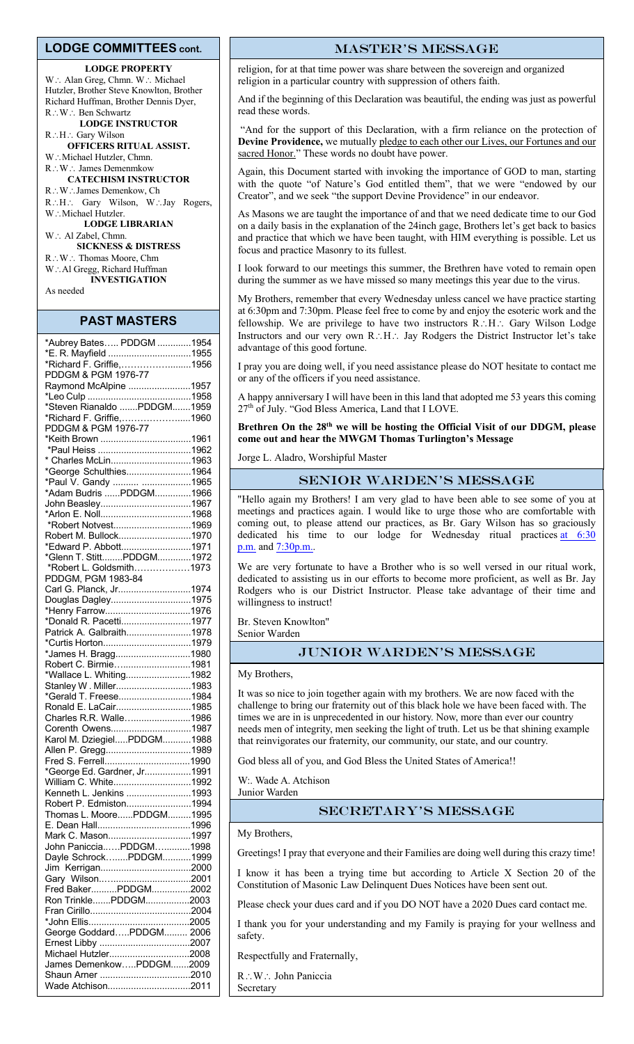## LODGE COMMITTEES cont.

**LODGE PROPERTY**

W∴ Alan Greg, Chmn. W∴ Michael Hutzler, Brother Steve Knowlton, Brother Richard Huffman, Brother Dennis Dyer, R∴W∴ Ben Schwartz

**LODGE INSTRUCTOR**

R∴H∴ Gary Wilson

**OFFICERS RITUAL ASSIST.**

W∴Michael Hutzler, Chmn.
R∴W∴ James Demenmkow

**CATECHISM INSTRUCTOR**

R∴W∴James Demenkow, Ch
R∴H∴ Gary Wilson, W∴Jay Rogers, W∴Michael Hutzler.

**LODGE LIBRARIAN**

W∴ Al Zabel, Chmn.

**SICKNESS & DISTRESS**

R∴W∴ Thomas Moore, Chm
W∴Al Gregg, Richard Huffman

**INVESTIGATION**

As needed

## PAST MASTERS

| | |
|---|---|
| *Aubrey Bates….. PDDGM | 1954 |
| *E. R. Mayfield | 1955 |
| *Richard F. Griffie, PDDGM & PGM 1976-77 | 1956 |
| Raymond McAlpine | 1957 |
| *Leo Culp | 1958 |
| *Steven Rianaldo .......PDDGM | 1959 |
| *Richard F. Griffie, PDDGM & PGM 1976-77 | 1960 |
| *Keith Brown | 1961 |
| *Paul Heiss | 1962 |
| * Charles McLin | 1963 |
| *George Schulthies | 1964 |
| *Paul V. Gandy | 1965 |
| *Adam Budris ......PDDGM | 1966 |
| John Beasley | 1967 |
| *Arlon E. Noll | 1968 |
| *Robert Notvest | 1969 |
| Robert M. Bullock | 1970 |
| *Edward P. Abbott | 1971 |
| *Glenn T. Stitt........PDDGM | 1972 |
| *Robert L. Goldsmith, PDDGM, PGM 1983-84 | 1973 |
| Carl G. Planck, Jr. | 1974 |
| Douglas Dagley | 1975 |
| *Henry Farrow | 1976 |
| *Donald R. Pacetti | 1977 |
| Patrick A. Galbraith | 1978 |
| *Curtis Horton | 1979 |
| *James H. Bragg | 1980 |
| Robert C. Birmie | 1981 |
| *Wallace L. Whiting | 1982 |
| Stanley W . Miller | 1983 |
| *Gerald T. Freese | 1984 |
| Ronald E. LaCair | 1985 |
| Charles R.R. Walle | 1986 |
| Corenth Owens | 1987 |
| Karol M. Dziegiel.....PDDGM | 1988 |
| Allen P. Gregg | 1989 |
| Fred S. Ferrell | 1990 |
| *George Ed. Gardner, Jr. | 1991 |
| William C. White | 1992 |
| Kenneth L. Jenkins | 1993 |
| Robert P. Edmiston | 1994 |
| Thomas L. Moore......PDDGM | 1995 |
| E. Dean Hall | 1996 |
| Mark C. Mason | 1997 |
| John Paniccia……PDDGM | 1998 |
| Dayle Schrock........PDDGM | 1999 |
| Jim Kerrigan | 2000 |
| Gary Wilson | 2001 |
| Fred Baker..........PDDGM | 2002 |
| Ron Trinkle.......PDDGM | 2003 |
| Fran Cirillo | 2004 |
| *John Ellis | 2005 |
| George Goddard…..PDDGM | 2006 |
| Ernest Libby | 2007 |
| Michael Hutzler | 2008 |
| James Demenkow…..PDDGM | 2009 |
| Shaun Arner | 2010 |
| Wade Atchison | 2011 |

## MASTER'S MESSAGE

religion, for at that time power was share between the sovereign and organized religion in a particular country with suppression of others faith.

And if the beginning of this Declaration was beautiful, the ending was just as powerful read these words.

"And for the support of this Declaration, with a firm reliance on the protection of **Devine Providence,** we mutually pledge to each other our Lives, our Fortunes and our sacred Honor." These words no doubt have power.

Again, this Document started with invoking the importance of GOD to man, starting with the quote "of Nature's God entitled them", that we were "endowed by our Creator", and we seek "the support Devine Providence" in our endeavor.

As Masons we are taught the importance of and that we need dedicate time to our God on a daily basis in the explanation of the 24inch gage, Brothers let's get back to basics and practice that which we have been taught, with HIM everything is possible. Let us focus and practice Masonry to its fullest.

I look forward to our meetings this summer, the Brethren have voted to remain open during the summer as we have missed so many meetings this year due to the virus.

My Brothers, remember that every Wednesday unless cancel we have practice starting at 6:30pm and 7:30pm. Please feel free to come by and enjoy the esoteric work and the fellowship. We are privilege to have two instructors R∴H∴ Gary Wilson Lodge Instructors and our very own R∴H∴ Jay Rodgers the District Instructor let's take advantage of this good fortune.

I pray you are doing well, if you need assistance please do NOT hesitate to contact me or any of the officers if you need assistance.

A happy anniversary I will have been in this land that adopted me 53 years this coming 27th of July. "God Bless America, Land that I LOVE.

**Brethren On the 28th we will be hosting the Official Visit of our DDGM, please come out and hear the MWGM Thomas Turlington's Message**

Jorge L. Aladro, Worshipful Master

## SENIOR WARDEN'S MESSAGE

"Hello again my Brothers! I am very glad to have been able to see some of you at meetings and practices again. I would like to urge those who are comfortable with coming out, to please attend our practices, as Br. Gary Wilson has so graciously dedicated his time to our lodge for Wednesday ritual practices at 6:30 p.m. and 7:30p.m..

We are very fortunate to have a Brother who is so well versed in our ritual work, dedicated to assisting us in our efforts to become more proficient, as well as Br. Jay Rodgers who is our District Instructor. Please take advantage of their time and willingness to instruct!

Br. Steven Knowlton"
Senior Warden

## JUNIOR WARDEN'S MESSAGE

My Brothers,

It was so nice to join together again with my brothers. We are now faced with the challenge to bring our fraternity out of this black hole we have been faced with. The times we are in is unprecedented in our history. Now, more than ever our country needs men of integrity, men seeking the light of truth. Let us be that shining example that reinvigorates our fraternity, our community, our state, and our country.

God bless all of you, and God Bless the United States of America!!

W:. Wade A. Atchison
Junior Warden

## SECRETARY'S MESSAGE

My Brothers,

Greetings! I pray that everyone and their Families are doing well during this crazy time!

I know it has been a trying time but according to Article X Section 20 of the Constitution of Masonic Law Delinquent Dues Notices have been sent out.

Please check your dues card and if you DO NOT have a 2020 Dues card contact me.

I thank you for your understanding and my Family is praying for your wellness and safety.

Respectfully and Fraternally,

R∴W∴ John Paniccia
Secretary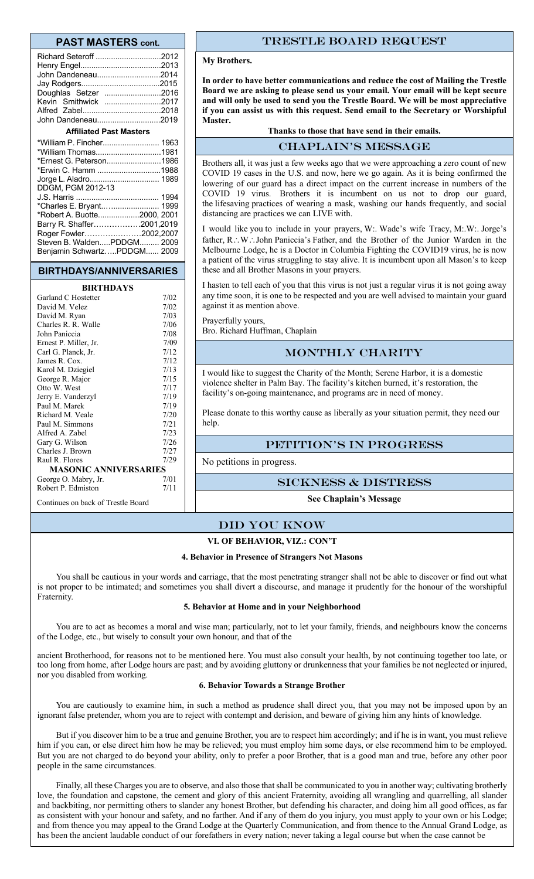## PAST MASTERS cont.

| | |
|---|---|
| Richard Seteroff | 2012 |
| Henry Engel | 2013 |
| John Dandeneau | 2014 |
| Jay Rodgers | 2015 |
| Doughlas Setzer | 2016 |
| Kevin Smithwick | 2017 |
| Alfred Zabel | 2018 |
| John Dandeneau | 2019 |

### Affiliated Past Masters

| | |
|---|---|
| *William P. Fincher | 1963 |
| *William Thomas | 1981 |
| *Ernest G. Peterson | 1986 |
| *Erwin C. Hamm | 1988 |
| Jorge L. Aladro | 1989 |
| DDGM, PGM 2012-13 | |
| J.S. Harris | 1994 |
| *Charles E. Bryant | 1999 |
| *Robert A. Buotte | 2000, 2001 |
| Barry R. Shaffer | 2001,2019 |
| Roger Fowler | 2002,2007 |
| Steven B. Walden.....PDDGM | 2009 |
| Benjamin Schwartz.....PDDGM | 2009 |

## BIRTHDAYS/ANNIVERSARIES

### BIRTHDAYS

| | |
|---|---|
| Garland C Hostetter | 7/02 |
| David M. Velez | 7/02 |
| David M. Ryan | 7/03 |
| Charles R. R. Walle | 7/06 |
| John Paniccia | 7/08 |
| Ernest P. Miller, Jr. | 7/09 |
| Carl G. Planck, Jr. | 7/12 |
| James R. Cox. | 7/12 |
| Karol M. Dziegiel | 7/13 |
| George R. Major | 7/15 |
| Otto W. West | 7/17 |
| Jerry E. Vanderzyl | 7/19 |
| Paul M. Marek | 7/19 |
| Richard M. Veale | 7/20 |
| Paul M. Simmons | 7/21 |
| Alfred A. Zabel | 7/23 |
| Gary G. Wilson | 7/26 |
| Charles J. Brown | 7/27 |
| Raul R. Flores | 7/29 |

### MASONIC ANNIVERSARIES

| | |
|---|---|
| George O. Mabry, Jr. | 7/01 |
| Robert P. Edmiston | 7/11 |

Continues on back of Trestle Board

## TRESTLE BOARD REQUEST

**My Brothers.**

**In order to have better communications and reduce the cost of Mailing the Trestle Board we are asking to please send us your email. Your email will be kept secure and will only be used to send you the Trestle Board. We will be most appreciative if you can assist us with this request. Send email to the Secretary or Worshipful Master.**

**Thanks to those that have send in their emails.**

## CHAPLAIN'S MESSAGE

Brothers all, it was just a few weeks ago that we were approaching a zero count of new COVID 19 cases in the U.S. and now, here we go again. As it is being confirmed the lowering of our guard has a direct impact on the current increase in numbers of the COVID 19 virus. Brothers it is incumbent on us not to drop our guard, the lifesaving practices of wearing a mask, washing our hands frequently, and social distancing are practices we can LIVE with.

I would like you to include in your prayers, W:. Wade's wife Tracy, M:.W:. Jorge's father, R∴W∴John Paniccia's Father, and the Brother of the Junior Warden in the Melbourne Lodge, he is a Doctor in Columbia Fighting the COVID19 virus, he is now a patient of the virus struggling to stay alive. It is incumbent upon all Mason's to keep these and all Brother Masons in your prayers.

I hasten to tell each of you that this virus is not just a regular virus it is not going away any time soon, it is one to be respected and you are well advised to maintain your guard against it as mention above.

Prayerfully yours,
Bro. Richard Huffman, Chaplain

## MONTHLY CHARITY

I would like to suggest the Charity of the Month; Serene Harbor, it is a domestic violence shelter in Palm Bay. The facility's kitchen burned, it's restoration, the facility's on-going maintenance, and programs are in need of money.

Please donate to this worthy cause as liberally as your situation permit, they need our help.

## PETITION'S IN PROGRESS

No petitions in progress.

## SICKNESS & DISTRESS

**See Chaplain's Message**

## DID YOU KNOW

### VI. OF BEHAVIOR, VIZ.: CON'T

#### 4. Behavior in Presence of Strangers Not Masons

You shall be cautious in your words and carriage, that the most penetrating stranger shall not be able to discover or find out what is not proper to be intimated; and sometimes you shall divert a discourse, and manage it prudently for the honour of the worshipful Fraternity.

#### 5. Behavior at Home and in your Neighborhood

You are to act as becomes a moral and wise man; particularly, not to let your family, friends, and neighbours know the concerns of the Lodge, etc., but wisely to consult your own honour, and that of the

ancient Brotherhood, for reasons not to be mentioned here. You must also consult your health, by not continuing together too late, or too long from home, after Lodge hours are past; and by avoiding gluttony or drunkenness that your families be not neglected or injured, nor you disabled from working.

#### 6. Behavior Towards a Strange Brother

You are cautiously to examine him, in such a method as prudence shall direct you, that you may not be imposed upon by an ignorant false pretender, whom you are to reject with contempt and derision, and beware of giving him any hints of knowledge.

But if you discover him to be a true and genuine Brother, you are to respect him accordingly; and if he is in want, you must relieve him if you can, or else direct him how he may be relieved; you must employ him some days, or else recommend him to be employed. But you are not charged to do beyond your ability, only to prefer a poor Brother, that is a good man and true, before any other poor people in the same circumstances.

Finally, all these Charges you are to observe, and also those that shall be communicated to you in another way; cultivating brotherly love, the foundation and capstone, the cement and glory of this ancient Fraternity, avoiding all wrangling and quarrelling, all slander and backbiting, nor permitting others to slander any honest Brother, but defending his character, and doing him all good offices, as far as consistent with your honour and safety, and no farther. And if any of them do you injury, you must apply to your own or his Lodge; and from thence you may appeal to the Grand Lodge at the Quarterly Communication, and from thence to the Annual Grand Lodge, as has been the ancient laudable conduct of our forefathers in every nation; never taking a legal course but when the case cannot be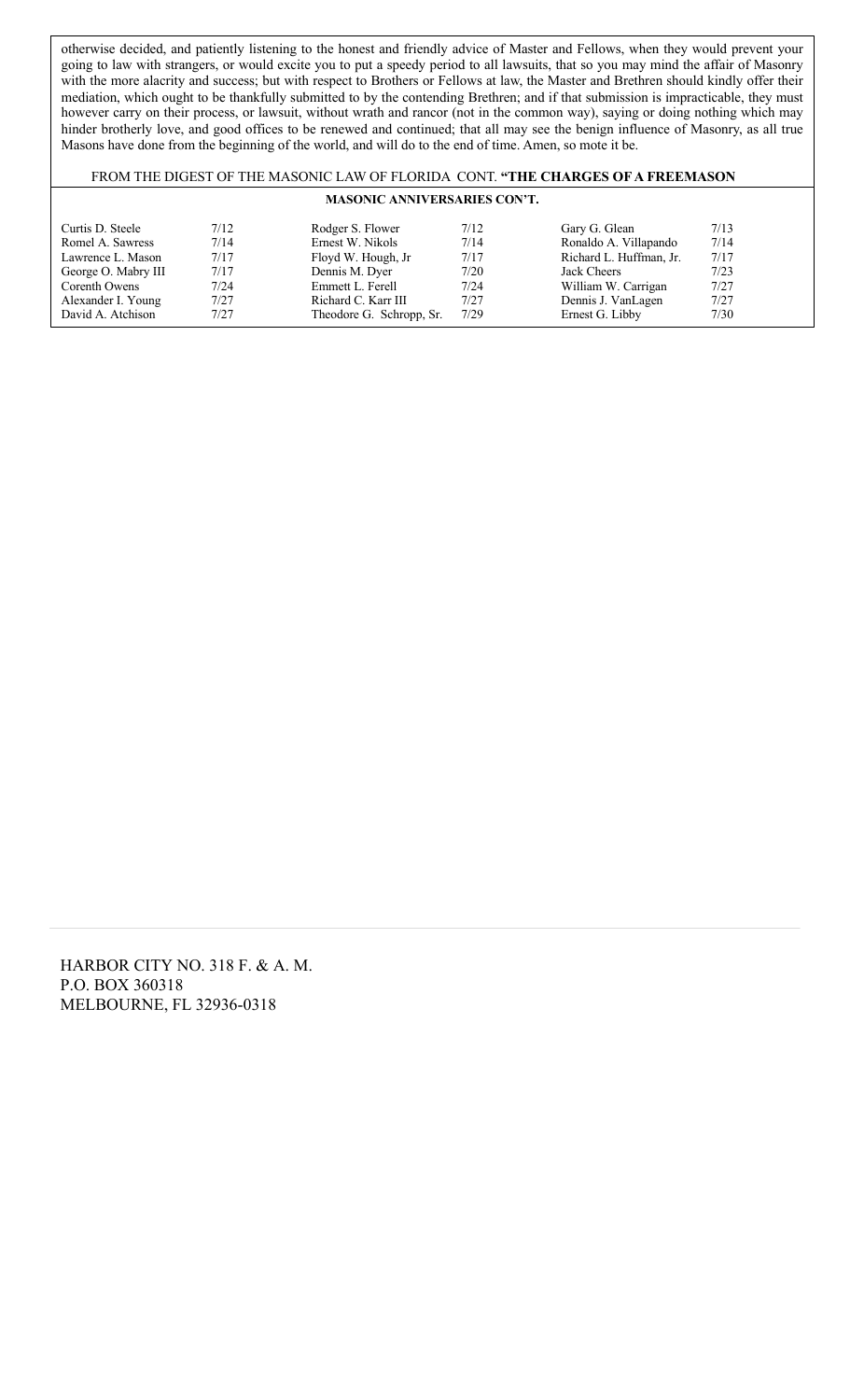otherwise decided, and patiently listening to the honest and friendly advice of Master and Fellows, when they would prevent your going to law with strangers, or would excite you to put a speedy period to all lawsuits, that so you may mind the affair of Masonry with the more alacrity and success; but with respect to Brothers or Fellows at law, the Master and Brethren should kindly offer their mediation, which ought to be thankfully submitted to by the contending Brethren; and if that submission is impracticable, they must however carry on their process, or lawsuit, without wrath and rancor (not in the common way), saying or doing nothing which may hinder brotherly love, and good offices to be renewed and continued; that all may see the benign influence of Masonry, as all true Masons have done from the beginning of the world, and will do to the end of time. Amen, so mote it be.

FROM THE DIGEST OF THE MASONIC LAW OF FLORIDA CONT. **"THE CHARGES OF A FREEMASON**

**MASONIC ANNIVERSARIES CON'T.**

| | | | | | |
|---|---|---|---|---|---|
| Curtis D. Steele | 7/12 | Rodger S. Flower | 7/12 | Gary G. Glean | 7/13 |
| Romel A. Sawress | 7/14 | Ernest W. Nikols | 7/14 | Ronaldo A. Villapando | 7/14 |
| Lawrence L. Mason | 7/17 | Floyd W. Hough, Jr | 7/17 | Richard L. Huffman, Jr. | 7/17 |
| George O. Mabry III | 7/17 | Dennis M. Dyer | 7/20 | Jack Cheers | 7/23 |
| Corenth Owens | 7/24 | Emmett L. Ferell | 7/24 | William W. Carrigan | 7/27 |
| Alexander I. Young | 7/27 | Richard C. Karr III | 7/27 | Dennis J. VanLagen | 7/27 |
| David A. Atchison | 7/27 | Theodore G. Schropp, Sr. | 7/29 | Ernest G. Libby | 7/30 |

HARBOR CITY NO. 318 F. & A. M.
P.O. BOX 360318
MELBOURNE, FL 32936-0318